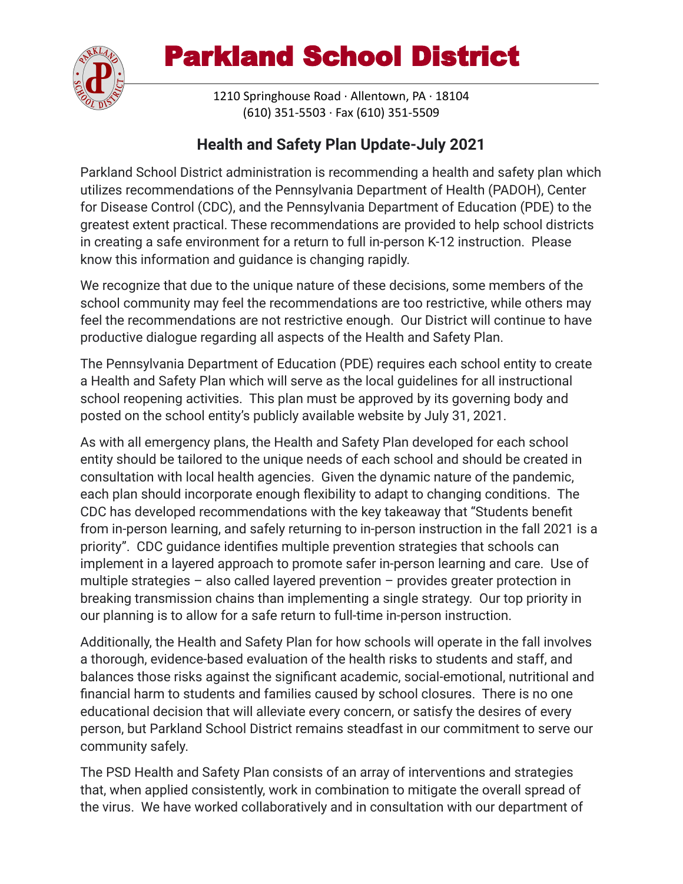# Parkland School District

1210 Springhouse Road · Allentown, PA · 18104
(610) 351-5503 · Fax (610) 351-5509

## Health and Safety Plan Update-July 2021

Parkland School District administration is recommending a health and safety plan which utilizes recommendations of the Pennsylvania Department of Health (PADOH), Center for Disease Control (CDC), and the Pennsylvania Department of Education (PDE) to the greatest extent practical. These recommendations are provided to help school districts in creating a safe environment for a return to full in-person K-12 instruction. Please know this information and guidance is changing rapidly.

We recognize that due to the unique nature of these decisions, some members of the school community may feel the recommendations are too restrictive, while others may feel the recommendations are not restrictive enough. Our District will continue to have productive dialogue regarding all aspects of the Health and Safety Plan.

The Pennsylvania Department of Education (PDE) requires each school entity to create a Health and Safety Plan which will serve as the local guidelines for all instructional school reopening activities. This plan must be approved by its governing body and posted on the school entity's publicly available website by July 31, 2021.

As with all emergency plans, the Health and Safety Plan developed for each school entity should be tailored to the unique needs of each school and should be created in consultation with local health agencies. Given the dynamic nature of the pandemic, each plan should incorporate enough flexibility to adapt to changing conditions. The CDC has developed recommendations with the key takeaway that "Students benefit from in-person learning, and safely returning to in-person instruction in the fall 2021 is a priority". CDC guidance identifies multiple prevention strategies that schools can implement in a layered approach to promote safer in-person learning and care. Use of multiple strategies – also called layered prevention – provides greater protection in breaking transmission chains than implementing a single strategy. Our top priority in our planning is to allow for a safe return to full-time in-person instruction.

Additionally, the Health and Safety Plan for how schools will operate in the fall involves a thorough, evidence-based evaluation of the health risks to students and staff, and balances those risks against the significant academic, social-emotional, nutritional and financial harm to students and families caused by school closures. There is no one educational decision that will alleviate every concern, or satisfy the desires of every person, but Parkland School District remains steadfast in our commitment to serve our community safely.

The PSD Health and Safety Plan consists of an array of interventions and strategies that, when applied consistently, work in combination to mitigate the overall spread of the virus. We have worked collaboratively and in consultation with our department of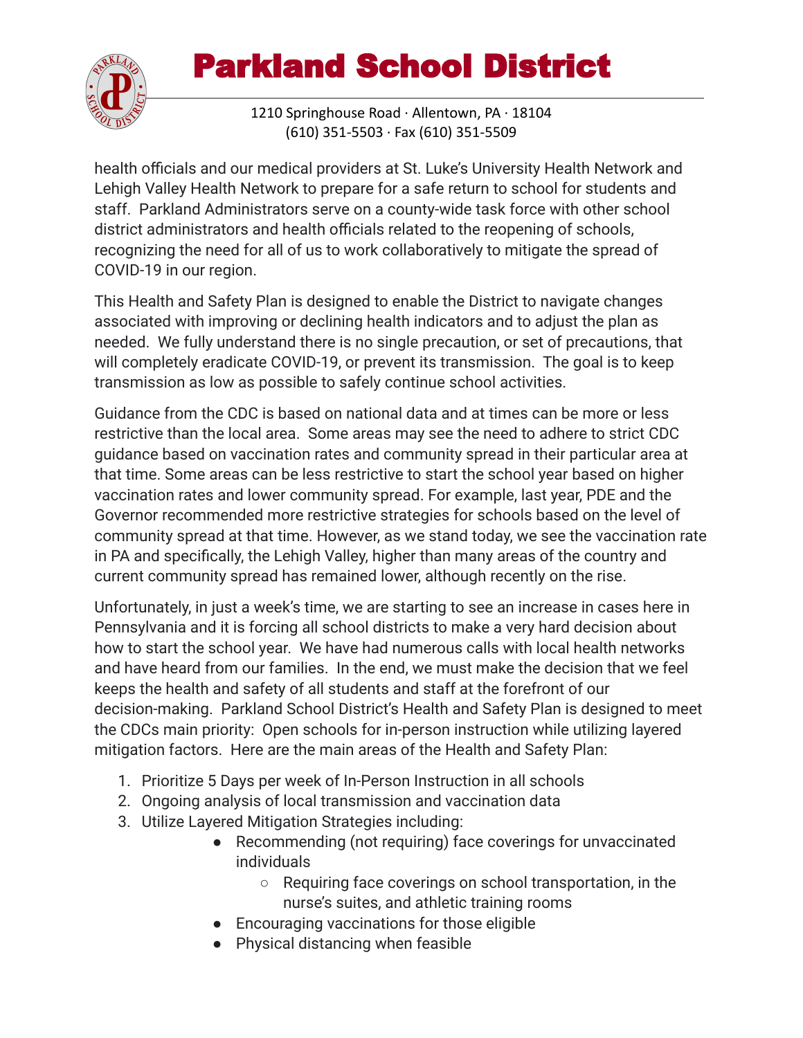health officials and our medical providers at St. Luke's University Health Network and Lehigh Valley Health Network to prepare for a safe return to school for students and staff. Parkland Administrators serve on a county-wide task force with other school district administrators and health officials related to the reopening of schools, recognizing the need for all of us to work collaboratively to mitigate the spread of COVID-19 in our region.

This Health and Safety Plan is designed to enable the District to navigate changes associated with improving or declining health indicators and to adjust the plan as needed. We fully understand there is no single precaution, or set of precautions, that will completely eradicate COVID-19, or prevent its transmission. The goal is to keep transmission as low as possible to safely continue school activities.

Guidance from the CDC is based on national data and at times can be more or less restrictive than the local area. Some areas may see the need to adhere to strict CDC guidance based on vaccination rates and community spread in their particular area at that time. Some areas can be less restrictive to start the school year based on higher vaccination rates and lower community spread. For example, last year, PDE and the Governor recommended more restrictive strategies for schools based on the level of community spread at that time. However, as we stand today, we see the vaccination rate in PA and specifically, the Lehigh Valley, higher than many areas of the country and current community spread has remained lower, although recently on the rise.

Unfortunately, in just a week's time, we are starting to see an increase in cases here in Pennsylvania and it is forcing all school districts to make a very hard decision about how to start the school year. We have had numerous calls with local health networks and have heard from our families. In the end, we must make the decision that we feel keeps the health and safety of all students and staff at the forefront of our decision-making. Parkland School District's Health and Safety Plan is designed to meet the CDCs main priority: Open schools for in-person instruction while utilizing layered mitigation factors. Here are the main areas of the Health and Safety Plan:

1. Prioritize 5 Days per week of In-Person Instruction in all schools
2. Ongoing analysis of local transmission and vaccination data
3. Utilize Layered Mitigation Strategies including:
    - Recommending (not requiring) face coverings for unvaccinated individuals
        - Requiring face coverings on school transportation, in the nurse's suites, and athletic training rooms
    - Encouraging vaccinations for those eligible
    - Physical distancing when feasible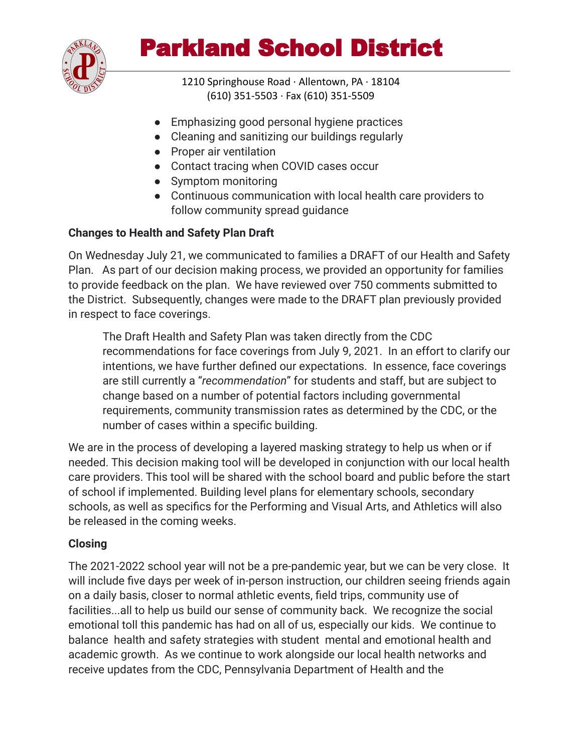- Emphasizing good personal hygiene practices
- Cleaning and sanitizing our buildings regularly
- Proper air ventilation
- Contact tracing when COVID cases occur
- Symptom monitoring
- Continuous communication with local health care providers to follow community spread guidance

**Changes to Health and Safety Plan Draft**

On Wednesday July 21, we communicated to families a DRAFT of our Health and Safety Plan. As part of our decision making process, we provided an opportunity for families to provide feedback on the plan. We have reviewed over 750 comments submitted to the District. Subsequently, changes were made to the DRAFT plan previously provided in respect to face coverings.

> The Draft Health and Safety Plan was taken directly from the CDC recommendations for face coverings from July 9, 2021. In an effort to clarify our intentions, we have further defined our expectations. In essence, face coverings are still currently a "*recommendation*" for students and staff, but are subject to change based on a number of potential factors including governmental requirements, community transmission rates as determined by the CDC, or the number of cases within a specific building.

We are in the process of developing a layered masking strategy to help us when or if needed. This decision making tool will be developed in conjunction with our local health care providers. This tool will be shared with the school board and public before the start of school if implemented. Building level plans for elementary schools, secondary schools, as well as specifics for the Performing and Visual Arts, and Athletics will also be released in the coming weeks.

**Closing**

The 2021-2022 school year will not be a pre-pandemic year, but we can be very close. It will include five days per week of in-person instruction, our children seeing friends again on a daily basis, closer to normal athletic events, field trips, community use of facilities...all to help us build our sense of community back. We recognize the social emotional toll this pandemic has had on all of us, especially our kids. We continue to balance health and safety strategies with student mental and emotional health and academic growth. As we continue to work alongside our local health networks and receive updates from the CDC, Pennsylvania Department of Health and the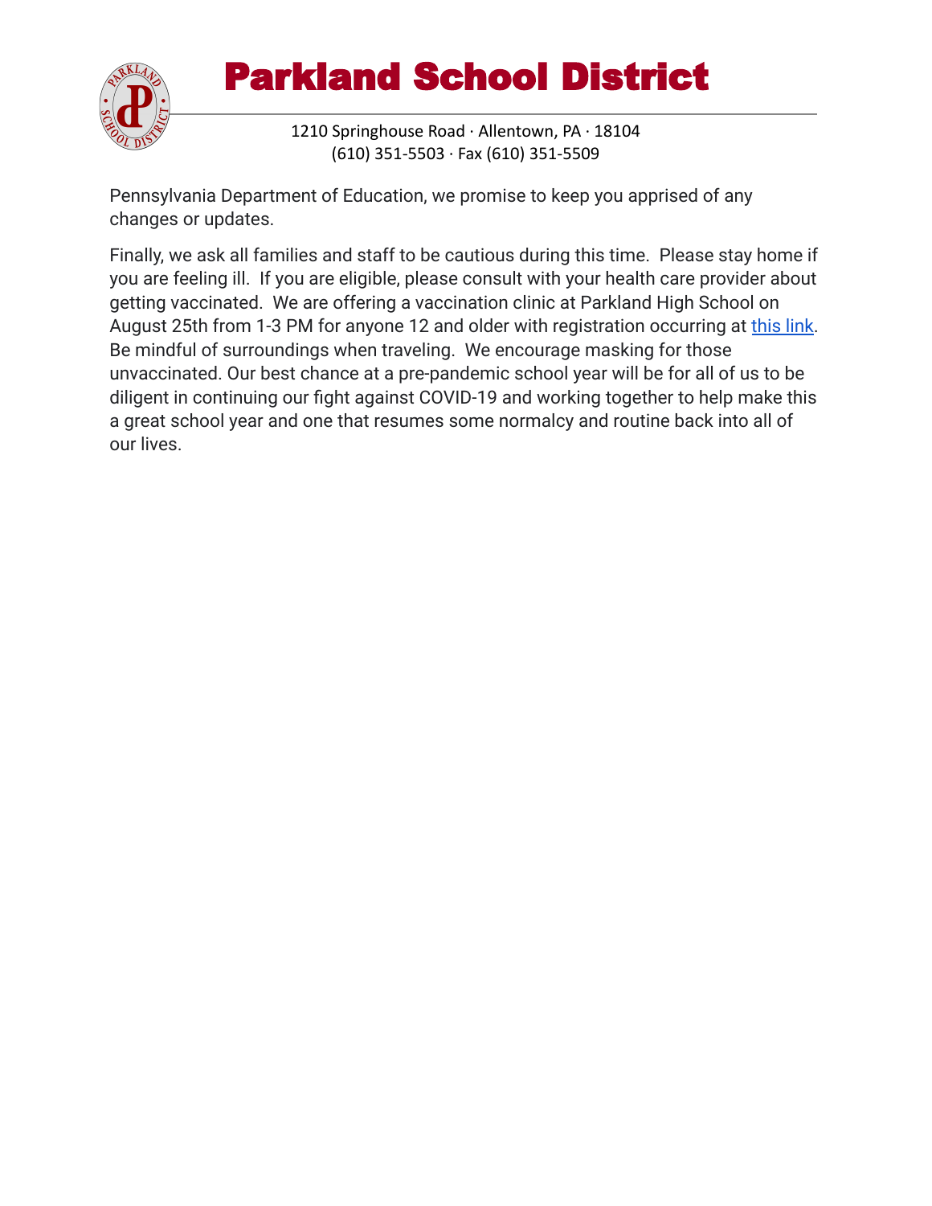Pennsylvania Department of Education, we promise to keep you apprised of any changes or updates.

Finally, we ask all families and staff to be cautious during this time. Please stay home if you are feeling ill. If you are eligible, please consult with your health care provider about getting vaccinated. We are offering a vaccination clinic at Parkland High School on August 25th from 1-3 PM for anyone 12 and older with registration occurring at this link. Be mindful of surroundings when traveling. We encourage masking for those unvaccinated. Our best chance at a pre-pandemic school year will be for all of us to be diligent in continuing our fight against COVID-19 and working together to help make this a great school year and one that resumes some normalcy and routine back into all of our lives.